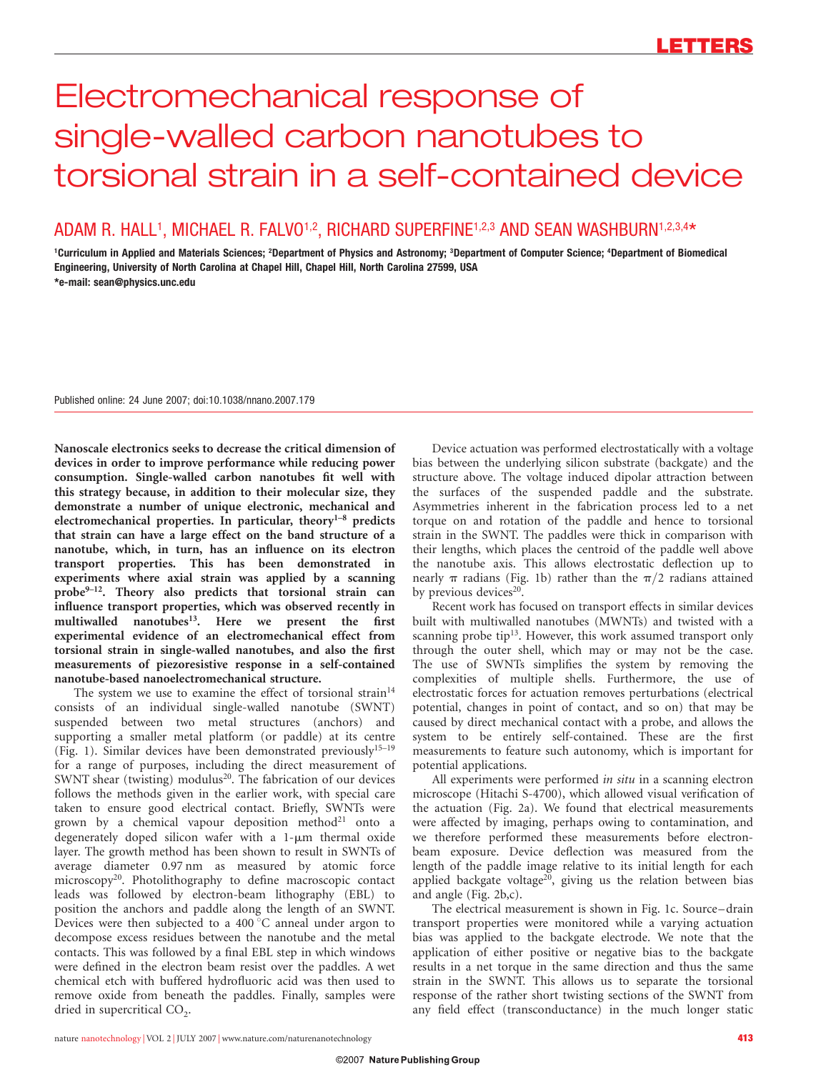# Electromechanical response of single-walled carbon nanotubes to torsional strain in a self-contained device

## ADAM R. HALL[1], MICHAEL R. FALVO[1,2], RICHARD SUPERFINE[1,2,3] AND SEAN WASHBURN[1,2,3,4]*

[1]Curriculum in Applied and Materials Sciences; [2]Department of Physics and Astronomy; [3]Department of Computer Science; [4]Department of Biomedical Engineering, University of North Carolina at Chapel Hill, Chapel Hill, North Carolina 27599, USA

*e-mail: sean@physics.unc.edu

Published online: 24 June 2007; doi:10.1038/nnano.2007.179

**Nanoscale electronics seeks to decrease the critical dimension of devices in order to improve performance while reducing power consumption. Single-walled carbon nanotubes fit well with this strategy because, in addition to their molecular size, they demonstrate a number of unique electronic, mechanical and electromechanical properties. In particular, theory[1–8] predicts that strain can have a large effect on the band structure of a nanotube, which, in turn, has an influence on its electron transport properties. This has been demonstrated in experiments where axial strain was applied by a scanning probe[9–12]. Theory also predicts that torsional strain can influence transport properties, which was observed recently in multiwalled nanotubes[13]. Here we present the first experimental evidence of an electromechanical effect from torsional strain in single-walled nanotubes, and also the first measurements of piezoresistive response in a self-contained nanotube-based nanoelectromechanical structure.**

The system we use to examine the effect of torsional strain[14] consists of an individual single-walled nanotube (SWNT) suspended between two metal structures (anchors) and supporting a smaller metal platform (or paddle) at its centre (Fig. 1). Similar devices have been demonstrated previously[15–19] for a range of purposes, including the direct measurement of SWNT shear (twisting) modulus[20]. The fabrication of our devices follows the methods given in the earlier work, with special care taken to ensure good electrical contact. Briefly, SWNTs were grown by a chemical vapour deposition method[21] onto a degenerately doped silicon wafer with a 1-μm thermal oxide layer. The growth method has been shown to result in SWNTs of average diameter 0.97 nm as measured by atomic force microscopy[20]. Photolithography to define macroscopic contact leads was followed by electron-beam lithography (EBL) to position the anchors and paddle along the length of an SWNT. Devices were then subjected to a 400 °C anneal under argon to decompose excess residues between the nanotube and the metal contacts. This was followed by a final EBL step in which windows were defined in the electron beam resist over the paddles. A wet chemical etch with buffered hydrofluoric acid was then used to remove oxide from beneath the paddles. Finally, samples were dried in supercritical $CO_2$.

Device actuation was performed electrostatically with a voltage bias between the underlying silicon substrate (backgate) and the structure above. The voltage induced dipolar attraction between the surfaces of the suspended paddle and the substrate. Asymmetries inherent in the fabrication process led to a net torque on and rotation of the paddle and hence to torsional strain in the SWNT. The paddles were thick in comparison with their lengths, which places the centroid of the paddle well above the nanotube axis. This allows electrostatic deflection up to nearly $\pi$ radians (Fig. 1b) rather than the $\pi/2$ radians attained by previous devices[20].

Recent work has focused on transport effects in similar devices built with multiwalled nanotubes (MWNTs) and twisted with a scanning probe tip[13]. However, this work assumed transport only through the outer shell, which may or may not be the case. The use of SWNTs simplifies the system by removing the complexities of multiple shells. Furthermore, the use of electrostatic forces for actuation removes perturbations (electrical potential, changes in point of contact, and so on) that may be caused by direct mechanical contact with a probe, and allows the system to be entirely self-contained. These are the first measurements to feature such autonomy, which is important for potential applications.

All experiments were performed *in situ* in a scanning electron microscope (Hitachi S-4700), which allowed visual verification of the actuation (Fig. 2a). We found that electrical measurements were affected by imaging, perhaps owing to contamination, and we therefore performed these measurements before electron-beam exposure. Device deflection was measured from the length of the paddle image relative to its initial length for each applied backgate voltage[20], giving us the relation between bias and angle (Fig. 2b,c).

The electrical measurement is shown in Fig. 1c. Source–drain transport properties were monitored while a varying actuation bias was applied to the backgate electrode. We note that the application of either positive or negative bias to the backgate results in a net torque in the same direction and thus the same strain in the SWNT. This allows us to separate the torsional response of the rather short twisting sections of the SWNT from any field effect (transconductance) in the much longer static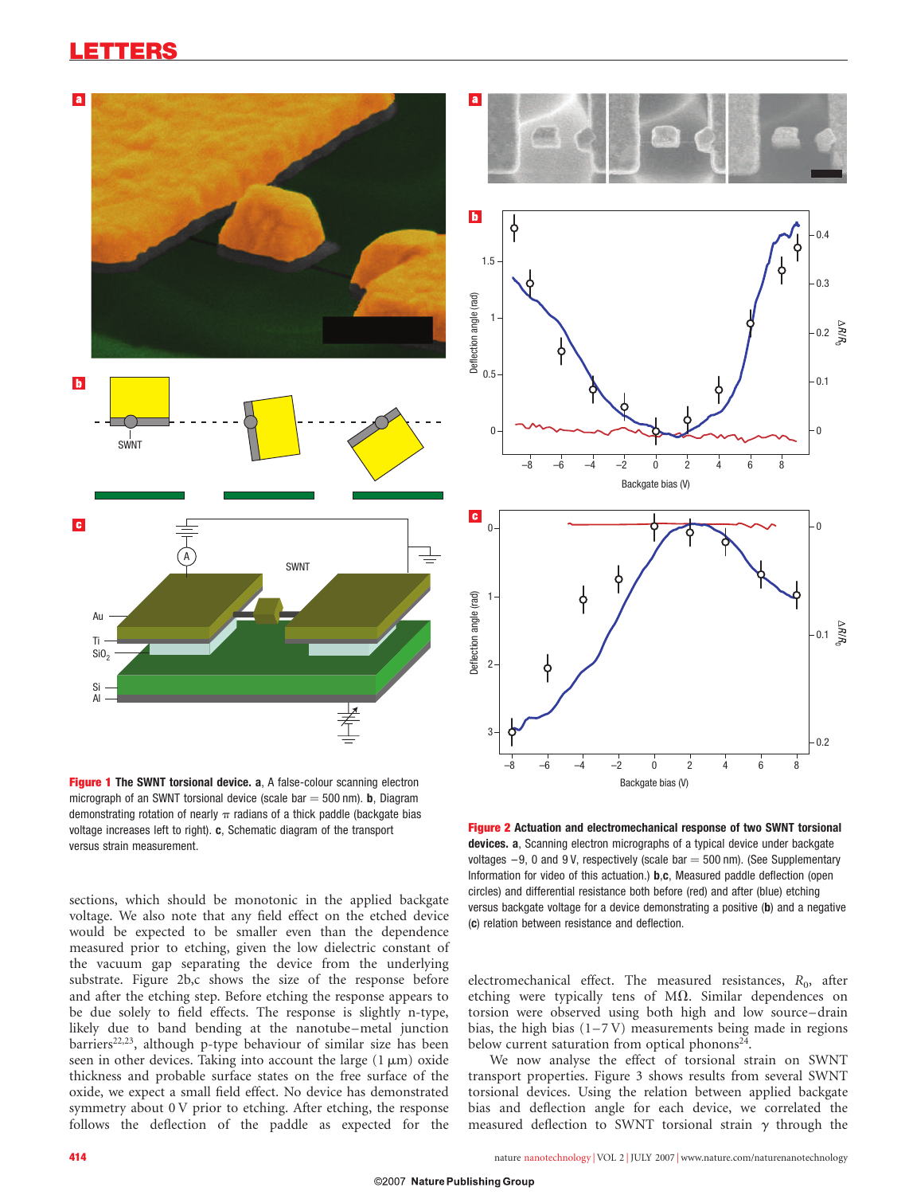**Figure 1 The SWNT torsional device. a**, A false-colour scanning electron micrograph of an SWNT torsional device (scale bar = 500 nm). **b**, Diagram demonstrating rotation of nearly $\pi$ radians of a thick paddle (backgate bias voltage increases left to right). **c**, Schematic diagram of the transport versus strain measurement.

**Figure 2 Actuation and electromechanical response of two SWNT torsional devices. a**, Scanning electron micrographs of a typical device under backgate voltages −9, 0 and 9 V, respectively (scale bar = 500 nm). (See Supplementary Information for video of this actuation.) **b**,**c**, Measured paddle deflection (open circles) and differential resistance both before (red) and after (blue) etching versus backgate voltage for a device demonstrating a positive (**b**) and a negative (**c**) relation between resistance and deflection.

sections, which should be monotonic in the applied backgate voltage. We also note that any field effect on the etched device would be expected to be smaller even than the dependence measured prior to etching, given the low dielectric constant of the vacuum gap separating the device from the underlying substrate. Figure 2b,c shows the size of the response before and after the etching step. Before etching the response appears to be due solely to field effects. The response is slightly n-type, likely due to band bending at the nanotube–metal junction barriers[22,23], although p-type behaviour of similar size has been seen in other devices. Taking into account the large (1 μm) oxide thickness and probable surface states on the free surface of the oxide, we expect a small field effect. No device has demonstrated symmetry about 0 V prior to etching. After etching, the response follows the deflection of the paddle as expected for the electromechanical effect. The measured resistances, $R_0$, after etching were typically tens of MΩ. Similar dependences on torsion were observed using both high and low source–drain bias, the high bias (1–7 V) measurements being made in regions below current saturation from optical phonons[24].

We now analyse the effect of torsional strain on SWNT transport properties. Figure 3 shows results from several SWNT torsional devices. Using the relation between applied backgate bias and deflection angle for each device, we correlated the measured deflection to SWNT torsional strain $\gamma$ through the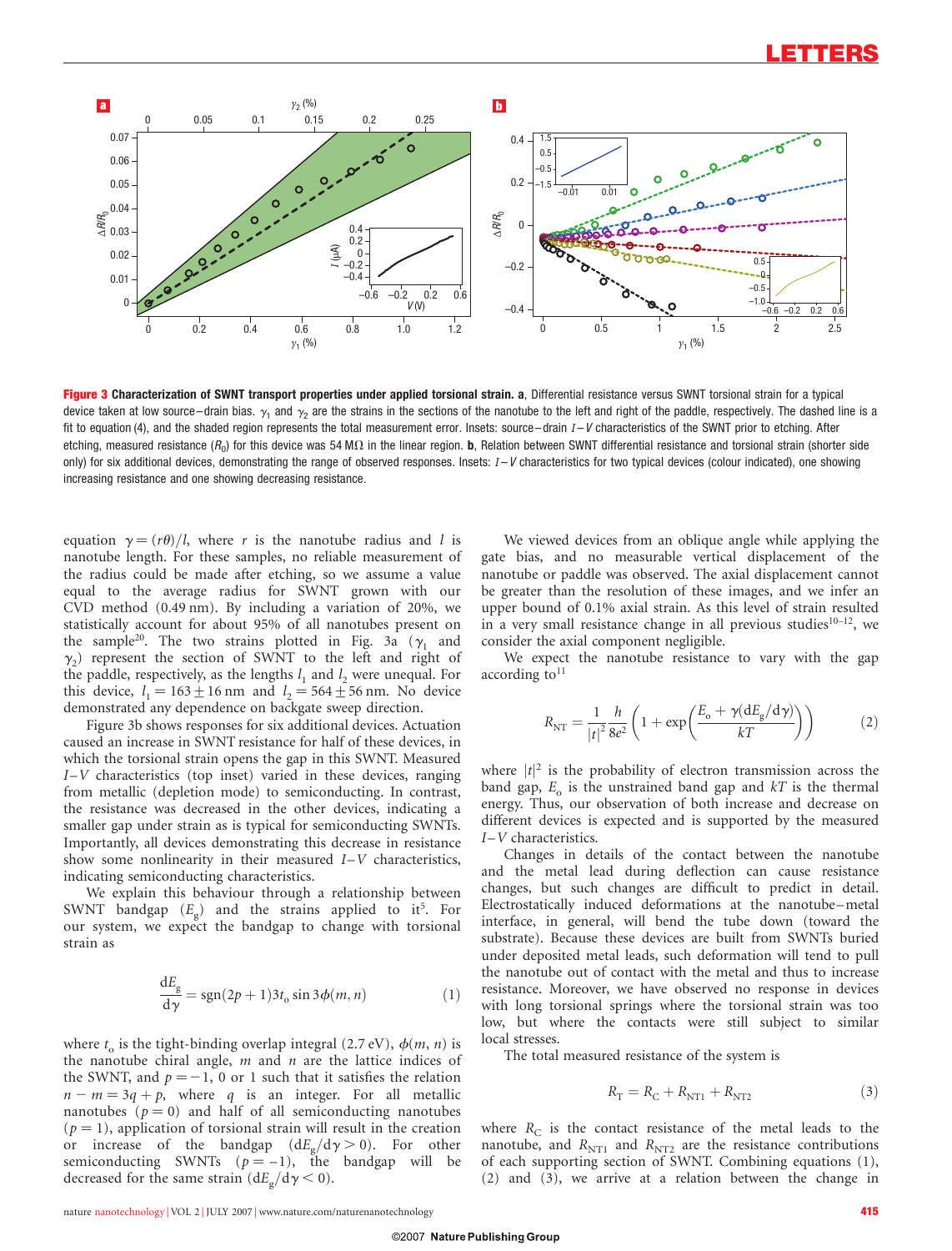**Figure 3 Characterization of SWNT transport properties under applied torsional strain.** **a**, Differential resistance versus SWNT torsional strain for a typical device taken at low source–drain bias. $\gamma_1$ and $\gamma_2$ are the strains in the sections of the nanotube to the left and right of the paddle, respectively. The dashed line is a fit to equation (4), and the shaded region represents the total measurement error. Insets: source–drain $I$–$V$ characteristics of the SWNT prior to etching. After etching, measured resistance ($R_0$) for this device was 54 MΩ in the linear region. **b**, Relation between SWNT differential resistance and torsional strain (shorter side only) for six additional devices, demonstrating the range of observed responses. Insets: $I$–$V$ characteristics for two typical devices (colour indicated), one showing increasing resistance and one showing decreasing resistance.

equation $\gamma = (r\theta)/l$, where $r$ is the nanotube radius and $l$ is nanotube length. For these samples, no reliable measurement of the radius could be made after etching, so we assume a value equal to the average radius for SWNT grown with our CVD method (0.49 nm). By including a variation of 20%, we statistically account for about 95% of all nanotubes present on the sample[20]. The two strains plotted in Fig. 3a ($\gamma_1$ and $\gamma_2$) represent the section of SWNT to the left and right of the paddle, respectively, as the lengths $l_1$ and $l_2$ were unequal. For this device, $l_1 = 163 \pm 16$ nm and $l_2 = 564 \pm 56$ nm. No device demonstrated any dependence on backgate sweep direction.

Figure 3b shows responses for six additional devices. Actuation caused an increase in SWNT resistance for half of these devices, in which the torsional strain opens the gap in this SWNT. Measured $I$–$V$ characteristics (top inset) varied in these devices, ranging from metallic (depletion mode) to semiconducting. In contrast, the resistance was decreased in the other devices, indicating a smaller gap under strain as is typical for semiconducting SWNTs. Importantly, all devices demonstrating this decrease in resistance show some nonlinearity in their measured $I$–$V$ characteristics, indicating semiconducting characteristics.

We explain this behaviour through a relationship between SWNT bandgap ($E_g$) and the strains applied to it[5]. For our system, we expect the bandgap to change with torsional strain as

$$\frac{dE_g}{d\gamma} = \text{sgn}(2p+1)3t_o \sin 3\phi(m,n) \tag{1}$$

where $t_o$ is the tight-binding overlap integral (2.7 eV), $\phi(m,n)$ is the nanotube chiral angle, $m$ and $n$ are the lattice indices of the SWNT, and $p = -1$, 0 or 1 such that it satisfies the relation $n - m = 3q + p$, where $q$ is an integer. For all metallic nanotubes ($p = 0$) and half of all semiconducting nanotubes ($p = 1$), application of torsional strain will result in the creation or increase of the bandgap ($dE_g/d\gamma > 0$). For other semiconducting SWNTs ($p = -1$), the bandgap will be decreased for the same strain ($dE_g/d\gamma < 0$).

We viewed devices from an oblique angle while applying the gate bias, and no measurable vertical displacement of the nanotube or paddle was observed. The axial displacement cannot be greater than the resolution of these images, and we infer an upper bound of 0.1% axial strain. As this level of strain resulted in a very small resistance change in all previous studies[10–12], we consider the axial component negligible.

We expect the nanotube resistance to vary with the gap according to[11]

$$R_{NT} = \frac{1}{|t|^2}\frac{h}{8e^2}\left(1 + \exp\left(\frac{E_o + \gamma(dE_g/d\gamma)}{kT}\right)\right) \tag{2}$$

where $|t|^2$ is the probability of electron transmission across the band gap, $E_o$ is the unstrained band gap and $kT$ is the thermal energy. Thus, our observation of both increase and decrease on different devices is expected and is supported by the measured $I$–$V$ characteristics.

Changes in details of the contact between the nanotube and the metal lead during deflection can cause resistance changes, but such changes are difficult to predict in detail. Electrostatically induced deformations at the nanotube–metal interface, in general, will bend the tube down (toward the substrate). Because these devices are built from SWNTs buried under deposited metal leads, such deformation will tend to pull the nanotube out of contact with the metal and thus to increase resistance. Moreover, we have observed no response in devices with long torsional springs where the torsional strain was too low, but where the contacts were still subject to similar local stresses.

The total measured resistance of the system is

$$R_T = R_C + R_{NT1} + R_{NT2} \tag{3}$$

where $R_C$ is the contact resistance of the metal leads to the nanotube, and $R_{NT1}$ and $R_{NT2}$ are the resistance contributions of each supporting section of SWNT. Combining equations (1), (2) and (3), we arrive at a relation between the change in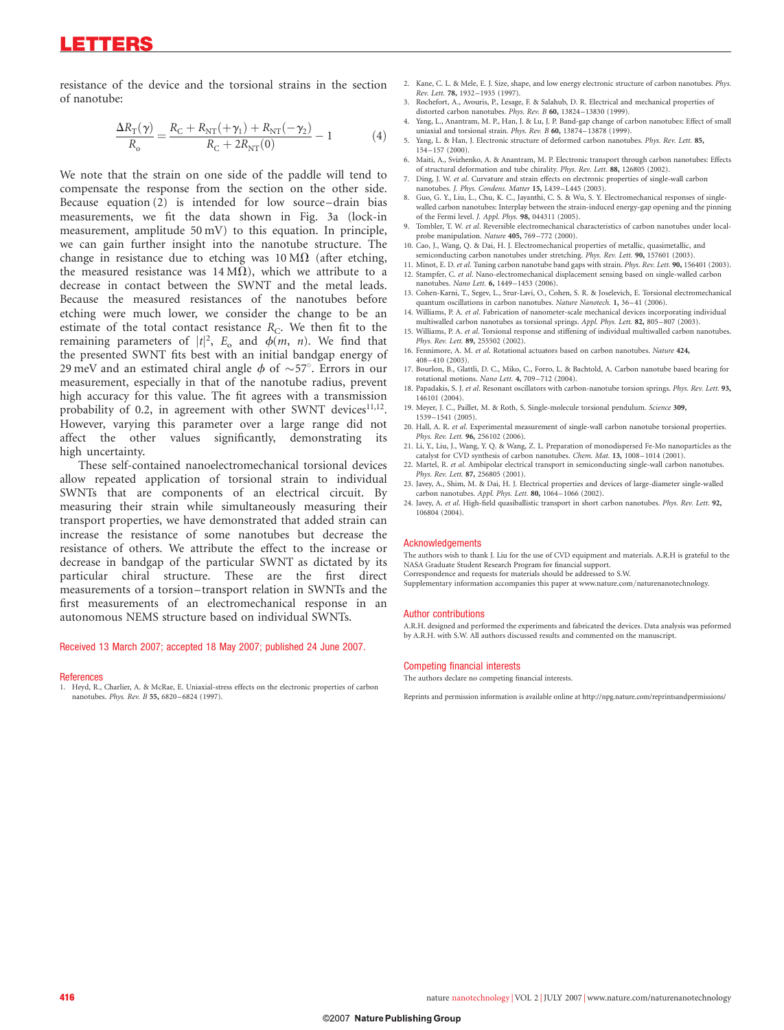resistance of the device and the torsional strains in the section of nanotube:

$$\frac{\Delta R_{\mathrm{T}}(\gamma)}{R_{\mathrm{o}}} = \frac{R_{\mathrm{C}} + R_{\mathrm{NT}}(+\gamma_1) + R_{\mathrm{NT}}(-\gamma_2)}{R_{\mathrm{C}} + 2R_{\mathrm{NT}}(0)} - 1 \tag{4}$$

We note that the strain on one side of the paddle will tend to compensate the response from the section on the other side. Because equation (2) is intended for low source–drain bias measurements, we fit the data shown in Fig. 3a (lock-in measurement, amplitude 50 mV) to this equation. In principle, we can gain further insight into the nanotube structure. The change in resistance due to etching was 10 MΩ (after etching, the measured resistance was 14 MΩ), which we attribute to a decrease in contact between the SWNT and the metal leads. Because the measured resistances of the nanotubes before etching were much lower, we consider the change to be an estimate of the total contact resistance $R_{\mathrm{C}}$. We then fit to the remaining parameters of $|t|^2$, $E_{\mathrm{o}}$ and $\phi(m, n)$. We find that the presented SWNT fits best with an initial bandgap energy of 29 meV and an estimated chiral angle $\phi$ of $\sim 57^{\circ}$. Errors in our measurement, especially in that of the nanotube radius, prevent high accuracy for this value. The fit agrees with a transmission probability of 0.2, in agreement with other SWNT devices[11,12]. However, varying this parameter over a large range did not affect the other values significantly, demonstrating its high uncertainty.

These self-contained nanoelectromechanical torsional devices allow repeated application of torsional strain to individual SWNTs that are components of an electrical circuit. By measuring their strain while simultaneously measuring their transport properties, we have demonstrated that added strain can increase the resistance of some nanotubes but decrease the resistance of others. We attribute the effect to the increase or decrease in bandgap of the particular SWNT as dictated by its particular chiral structure. These are the first direct measurements of a torsion–transport relation in SWNTs and the first measurements of an electromechanical response in an autonomous NEMS structure based on individual SWNTs.

Received 13 March 2007; accepted 18 May 2007; published 24 June 2007.

## References

1. Heyd, R., Charlier, A. & McRae, E. Uniaxial-stress effects on the electronic properties of carbon nanotubes. *Phys. Rev. B* **55,** 6820–6824 (1997).
2. Kane, C. L. & Mele, E. J. Size, shape, and low energy electronic structure of carbon nanotubes. *Phys. Rev. Lett.* **78,** 1932–1935 (1997).
3. Rochefort, A., Avouris, P., Lesage, F. & Salahub, D. R. Electrical and mechanical properties of distorted carbon nanotubes. *Phys. Rev. B* **60,** 13824–13830 (1999).
4. Yang, L., Anantram, M. P., Han, J. & Lu, J. P. Band-gap change of carbon nanotubes: Effect of small uniaxial and torsional strain. *Phys. Rev. B* **60,** 13874–13878 (1999).
5. Yang, L. & Han, J. Electronic structure of deformed carbon nanotubes. *Phys. Rev. Lett.* **85,** 154–157 (2000).
6. Maiti, A., Svizhenko, A. & Anantram, M. P. Electronic transport through carbon nanotubes: Effects of structural deformation and tube chirality. *Phys. Rev. Lett.* **88,** 126805 (2002).
7. Ding, J. W. *et al*. Curvature and strain effects on electronic properties of single-wall carbon nanotubes. *J. Phys. Condens. Matter* **15,** L439–L445 (2003).
8. Guo, G. Y., Liu, L., Chu, K. C., Jayanthi, C. S. & Wu, S. Y. Electromechanical responses of single-walled carbon nanotubes: Interplay between the strain-induced energy-gap opening and the pinning of the Fermi level. *J. Appl. Phys.* **98,** 044311 (2005).
9. Tombler, T. W. *et al*. Reversible electromechanical characteristics of carbon nanotubes under local-probe manipulation. *Nature* **405,** 769–772 (2000).
10. Cao, J., Wang, Q. & Dai, H. J. Electromechanical properties of metallic, quasimetallic, and semiconducting carbon nanotubes under stretching. *Phys. Rev. Lett.* **90,** 157601 (2003).
11. Minot, E. D. *et al*. Tuning carbon nanotube band gaps with strain. *Phys. Rev. Lett.* **90,** 156401 (2003).
12. Stampfer, C. *et al*. Nano-electromechanical displacement sensing based on single-walled carbon nanotubes. *Nano Lett.* **6,** 1449–1453 (2006).
13. Cohen-Karni, T., Segev, L., Srur-Lavi, O., Cohen, S. R. & Joselevich, E. Torsional electromechanical quantum oscillations in carbon nanotubes. *Nature Nanotech.* **1,** 36–41 (2006).
14. Williams, P. A. *et al*. Fabrication of nanometer-scale mechanical devices incorporating individual multiwalled carbon nanotubes as torsional springs. *Appl. Phys. Lett.* **82,** 805–807 (2003).
15. Williams, P. A. *et al*. Torsional response and stiffening of individual multiwalled carbon nanotubes. *Phys. Rev. Lett.* **89,** 255502 (2002).
16. Fennimore, A. M. *et al*. Rotational actuators based on carbon nanotubes. *Nature* **424,** 408–410 (2003).
17. Bourlon, B., Glattli, D. C., Miko, C., Forro, L. & Bachtold, A. Carbon nanotube based bearing for rotational motions. *Nano Lett.* **4,** 709–712 (2004).
18. Papadakis, S. J. *et al*. Resonant oscillators with carbon-nanotube torsion springs. *Phys. Rev. Lett.* **93,** 146101 (2004).
19. Meyer, J. C., Paillet, M. & Roth, S. Single-molecule torsional pendulum. *Science* **309,** 1539–1541 (2005).
20. Hall, A. R. *et al*. Experimental measurement of single-wall carbon nanotube torsional properties. *Phys. Rev. Lett.* **96,** 256102 (2006).
21. Li, Y., Liu, J., Wang, Y. Q. & Wang, Z. L. Preparation of monodispersed Fe-Mo nanoparticles as the catalyst for CVD synthesis of carbon nanotubes. *Chem. Mat.* **13,** 1008–1014 (2001).
22. Martel, R. *et al*. Ambipolar electrical transport in semiconducting single-wall carbon nanotubes. *Phys. Rev. Lett.* **87,** 256805 (2001).
23. Javey, A., Shim, M. & Dai, H. J. Electrical properties and devices of large-diameter single-walled carbon nanotubes. *Appl. Phys. Lett.* **80,** 1064–1066 (2002).
24. Javey, A. *et al*. High-field quasiballistic transport in short carbon nanotubes. *Phys. Rev. Lett.* **92,** 106804 (2004).

## Acknowledgements

The authors wish to thank J. Liu for the use of CVD equipment and materials. A.R.H is grateful to the NASA Graduate Student Research Program for financial support.
Correspondence and requests for materials should be addressed to S.W.
Supplementary information accompanies this paper at www.nature.com/naturenanotechnology.

## Author contributions

A.R.H. designed and performed the experiments and fabricated the devices. Data analysis was peformed by A.R.H. with S.W. All authors discussed results and commented on the manuscript.

## Competing financial interests

The authors declare no competing financial interests.

Reprints and permission information is available online at http://npg.nature.com/reprintsandpermissions/